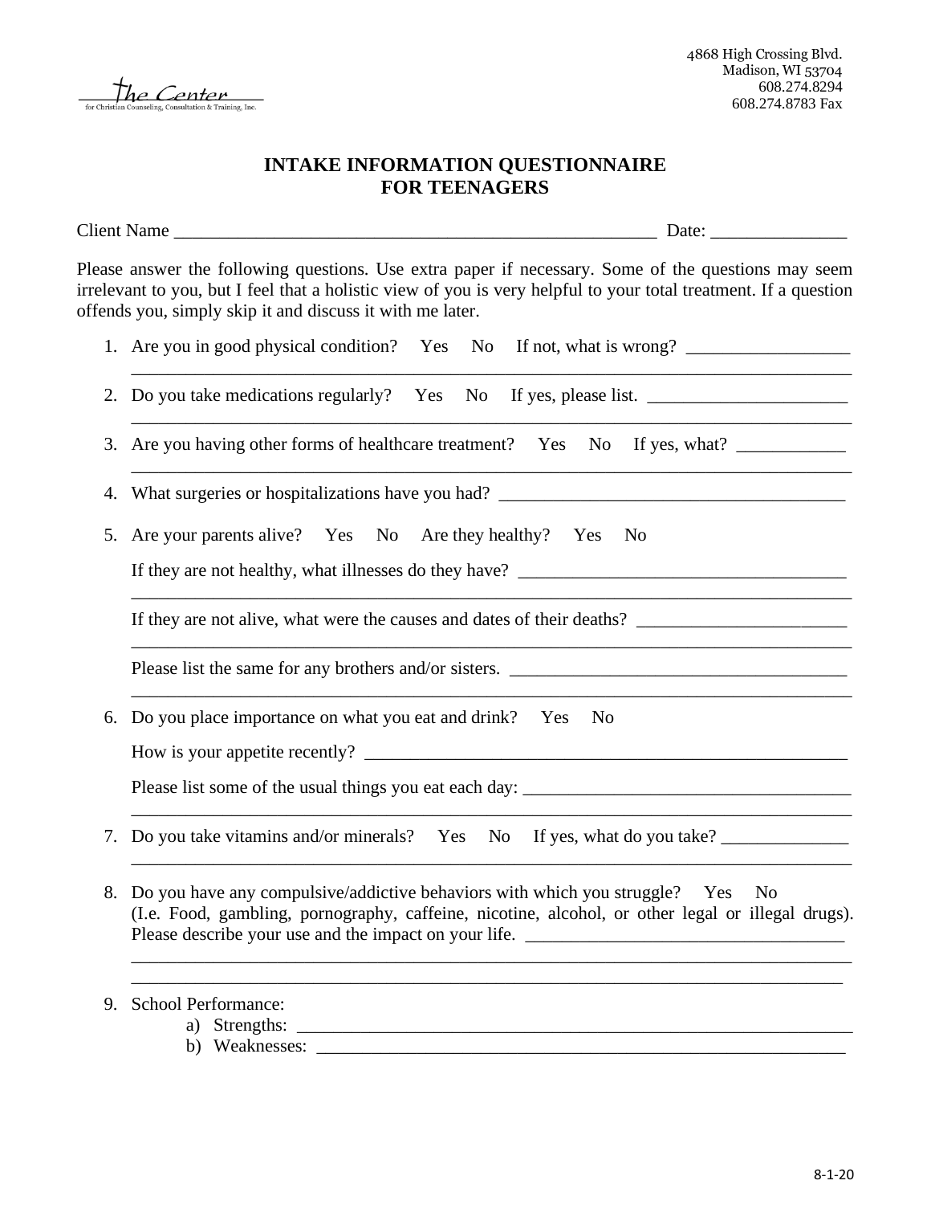The Center
for Christian Counseling, Consultation & Training, Inc.

4868 High Crossing Blvd.
Madison, WI 53704
608.274.8294
608.274.8783 Fax

# INTAKE INFORMATION QUESTIONNAIRE FOR TEENAGERS

Client Name ______________________________________________________ Date: _______________

Please answer the following questions. Use extra paper if necessary. Some of the questions may seem irrelevant to you, but I feel that a holistic view of you is very helpful to your total treatment. If a question offends you, simply skip it and discuss it with me later.

1. Are you in good physical condition? Yes No If not, what is wrong? __________________
   ________________________________________________________________________________
2. Do you take medications regularly? Yes No If yes, please list. ______________________
   ________________________________________________________________________________
3. Are you having other forms of healthcare treatment? Yes No If yes, what? ____________
   ________________________________________________________________________________
4. What surgeries or hospitalizations have you had? _______________________________________
5. Are your parents alive? Yes No Are they healthy? Yes No

   If they are not healthy, what illnesses do they have? ____________________________________
   ________________________________________________________________________________

   If they are not alive, what were the causes and dates of their deaths? _______________________
   ________________________________________________________________________________

   Please list the same for any brothers and/or sisters. ______________________________________
   ________________________________________________________________________________
6. Do you place importance on what you eat and drink? Yes No

   How is your appetite recently? ________________________________________________________

   Please list some of the usual things you eat each day: ____________________________________
   ________________________________________________________________________________
7. Do you take vitamins and/or minerals? Yes No If yes, what do you take? ______________
   ________________________________________________________________________________
8. Do you have any compulsive/addictive behaviors with which you struggle? Yes No
   (I.e. Food, gambling, pornography, caffeine, nicotine, alcohol, or other legal or illegal drugs). Please describe your use and the impact on your life. ___________________________________
   ________________________________________________________________________________
   ________________________________________________________________________________
9. School Performance:
   a) Strengths: _______________________________________________________________
   b) Weaknesses: _____________________________________________________________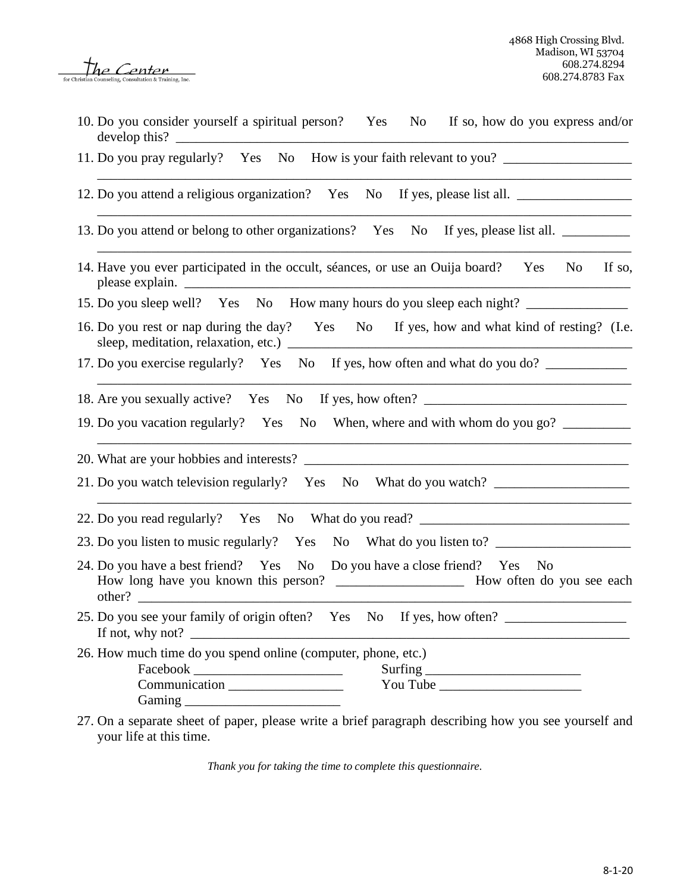10. Do you consider yourself a spiritual person? Yes No If so, how do you express and/or develop this? ___________________________________________________________________

11. Do you pray regularly? Yes No How is your faith relevant to you? __________________
    ___________________________________________________________________________

12. Do you attend a religious organization? Yes No If yes, please list all. ________________
    ___________________________________________________________________________

13. Do you attend or belong to other organizations? Yes No If yes, please list all. __________
    ___________________________________________________________________________

14. Have you ever participated in the occult, séances, or use an Ouija board? Yes No If so, please explain. ___________________________________________________________

15. Do you sleep well? Yes No How many hours do you sleep each night? ______________

16. Do you rest or nap during the day? Yes No If yes, how and what kind of resting? (I.e. sleep, meditation, relaxation, etc.) ______________________________________________

17. Do you exercise regularly? Yes No If yes, how often and what do you do? ___________
    ___________________________________________________________________________

18. Are you sexually active? Yes No If yes, how often? _____________________________

19. Do you vacation regularly? Yes No When, where and with whom do you go? __________
    ___________________________________________________________________________

20. What are your hobbies and interests? _________________________________________

21. Do you watch television regularly? Yes No What do you watch? ___________________
    ___________________________________________________________________________

22. Do you read regularly? Yes No What do you read? ______________________________

23. Do you listen to music regularly? Yes No What do you listen to? ___________________

24. Do you have a best friend? Yes No Do you have a close friend? Yes No
    How long have you known this person? __________________ How often do you see each other? ______________________________________________________________________

25. Do you see your family of origin often? Yes No If yes, how often? _________________
    If not, why not? ____________________________________________________________

26. How much time do you spend online (computer, phone, etc.)
    - Facebook _____________________ Surfing ______________________
    - Communication ________________ You Tube _____________________
    - Gaming ______________________

27. On a separate sheet of paper, please write a brief paragraph describing how you see yourself and your life at this time.

*Thank you for taking the time to complete this questionnaire.*

8-1-20